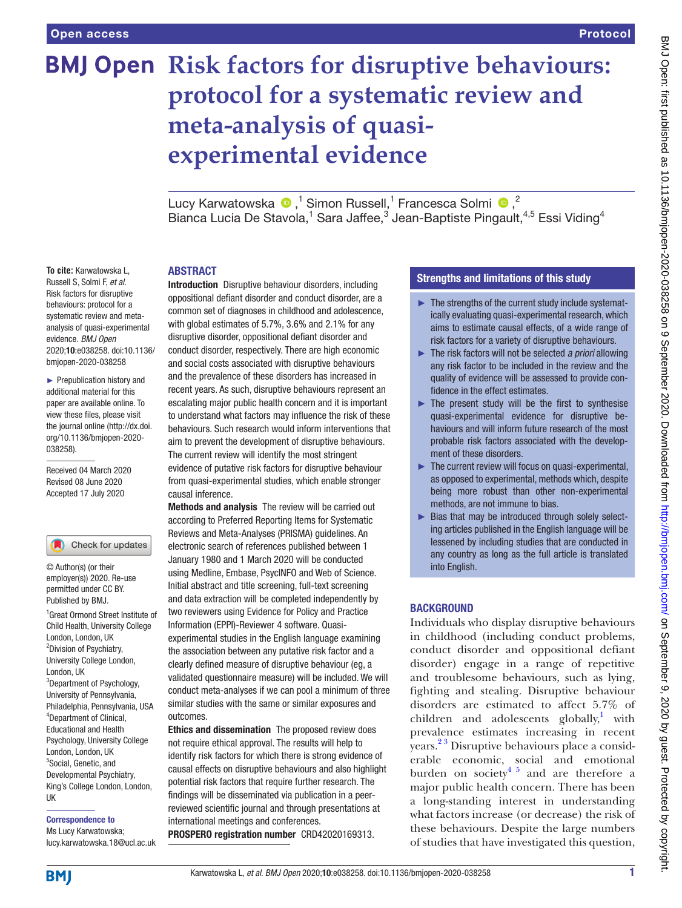# Risk factors for disruptive behaviours: protocol for a systematic review and meta-analysis of quasi-experimental evidence

Lucy Karwatowska,[1] Simon Russell,[1] Francesca Solmi,[2] Bianca Lucia De Stavola,[1] Sara Jaffee,[3] Jean-Baptiste Pingault,[4,5] Essi Viding[4]

**To cite:** Karwatowska L, Russell S, Solmi F, *et al*. Risk factors for disruptive behaviours: protocol for a systematic review and meta-analysis of quasi-experimental evidence. *BMJ Open* 2020;**10**:e038258. doi:10.1136/bmjopen-2020-038258

► Prepublication history and additional material for this paper are available online. To view these files, please visit the journal online (http://dx.doi.org/10.1136/bmjopen-2020-038258).

Received 04 March 2020
Revised 08 June 2020
Accepted 17 July 2020

© Author(s) (or their employer(s)) 2020. Re-use permitted under CC BY. Published by BMJ.

[1]Great Ormond Street Institute of Child Health, University College London, London, UK
[2]Division of Psychiatry, University College London, London, UK
[3]Department of Psychology, University of Pennsylvania, Philadelphia, Pennsylvania, USA
[4]Department of Clinical, Educational and Health Psychology, University College London, London, UK
[5]Social, Genetic, and Developmental Psychiatry, King's College London, London, UK

**Correspondence to**
Ms Lucy Karwatowska; lucy.karwatowska.18@ucl.ac.uk

## ABSTRACT

**Introduction** Disruptive behaviour disorders, including oppositional defiant disorder and conduct disorder, are a common set of diagnoses in childhood and adolescence, with global estimates of 5.7%, 3.6% and 2.1% for any disruptive disorder, oppositional defiant disorder and conduct disorder, respectively. There are high economic and social costs associated with disruptive behaviours and the prevalence of these disorders has increased in recent years. As such, disruptive behaviours represent an escalating major public health concern and it is important to understand what factors may influence the risk of these behaviours. Such research would inform interventions that aim to prevent the development of disruptive behaviours. The current review will identify the most stringent evidence of putative risk factors for disruptive behaviour from quasi-experimental studies, which enable stronger causal inference.

**Methods and analysis** The review will be carried out according to Preferred Reporting Items for Systematic Reviews and Meta-Analyses (PRISMA) guidelines. An electronic search of references published between 1 January 1980 and 1 March 2020 will be conducted using Medline, Embase, PsycINFO and Web of Science. Initial abstract and title screening, full-text screening and data extraction will be completed independently by two reviewers using Evidence for Policy and Practice Information (EPPI)-Reviewer 4 software. Quasi-experimental studies in the English language examining the association between any putative risk factor and a clearly defined measure of disruptive behaviour (eg, a validated questionnaire measure) will be included. We will conduct meta-analyses if we can pool a minimum of three similar studies with the same or similar exposures and outcomes.

**Ethics and dissemination** The proposed review does not require ethical approval. The results will help to identify risk factors for which there is strong evidence of causal effects on disruptive behaviours and also highlight potential risk factors that require further research. The findings will be disseminated via publication in a peer-reviewed scientific journal and through presentations at international meetings and conferences.

**PROSPERO registration number** CRD42020169313.

## Strengths and limitations of this study

- ► The strengths of the current study include systematically evaluating quasi-experimental research, which aims to estimate causal effects, of a wide range of risk factors for a variety of disruptive behaviours.
- ► The risk factors will not be selected *a priori* allowing any risk factor to be included in the review and the quality of evidence will be assessed to provide confidence in the effect estimates.
- ► The present study will be the first to synthesise quasi-experimental evidence for disruptive behaviours and will inform future research of the most probable risk factors associated with the development of these disorders.
- ► The current review will focus on quasi-experimental, as opposed to experimental, methods which, despite being more robust than other non-experimental methods, are not immune to bias.
- ► Bias that may be introduced through solely selecting articles published in the English language will be lessened by including studies that are conducted in any country as long as the full article is translated into English.

## BACKGROUND

Individuals who display disruptive behaviours in childhood (including conduct problems, conduct disorder and oppositional defiant disorder) engage in a range of repetitive and troublesome behaviours, such as lying, fighting and stealing. Disruptive behaviour disorders are estimated to affect 5.7% of children and adolescents globally,[1] with prevalence estimates increasing in recent years.[2,3] Disruptive behaviours place a considerable economic, social and emotional burden on society[4,5] and are therefore a major public health concern. There has been a long-standing interest in understanding what factors increase (or decrease) the risk of these behaviours. Despite the large numbers of studies that have investigated this question,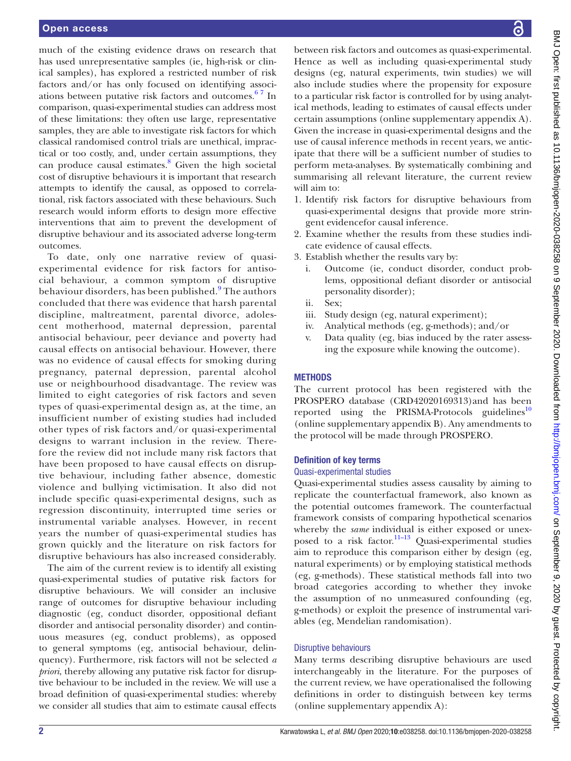much of the existing evidence draws on research that has used unrepresentative samples (ie, high-risk or clinical samples), has explored a restricted number of risk factors and/or has only focused on identifying associations between putative risk factors and outcomes.[6 7] In comparison, quasi-experimental studies can address most of these limitations: they often use large, representative samples, they are able to investigate risk factors for which classical randomised control trials are unethical, impractical or too costly, and, under certain assumptions, they can produce causal estimates.[8] Given the high societal cost of disruptive behaviours it is important that research attempts to identify the causal, as opposed to correlational, risk factors associated with these behaviours. Such research would inform efforts to design more effective interventions that aim to prevent the development of disruptive behaviour and its associated adverse long-term outcomes.

To date, only one narrative review of quasi-experimental evidence for risk factors for antisocial behaviour, a common symptom of disruptive behaviour disorders, has been published.[9] The authors concluded that there was evidence that harsh parental discipline, maltreatment, parental divorce, adolescent motherhood, maternal depression, parental antisocial behaviour, peer deviance and poverty had causal effects on antisocial behaviour. However, there was no evidence of causal effects for smoking during pregnancy, paternal depression, parental alcohol use or neighbourhood disadvantage. The review was limited to eight categories of risk factors and seven types of quasi-experimental design as, at the time, an insufficient number of existing studies had included other types of risk factors and/or quasi-experimental designs to warrant inclusion in the review. Therefore the review did not include many risk factors that have been proposed to have causal effects on disruptive behaviour, including father absence, domestic violence and bullying victimisation. It also did not include specific quasi-experimental designs, such as regression discontinuity, interrupted time series or instrumental variable analyses. However, in recent years the number of quasi-experimental studies has grown quickly and the literature on risk factors for disruptive behaviours has also increased considerably.

The aim of the current review is to identify all existing quasi-experimental studies of putative risk factors for disruptive behaviours. We will consider an inclusive range of outcomes for disruptive behaviour including diagnostic (eg, conduct disorder, oppositional defiant disorder and antisocial personality disorder) and continuous measures (eg, conduct problems), as opposed to general symptoms (eg, antisocial behaviour, delinquency). Furthermore, risk factors will not be selected *a priori*, thereby allowing any putative risk factor for disruptive behaviour to be included in the review. We will use a broad definition of quasi-experimental studies: whereby we consider all studies that aim to estimate causal effects between risk factors and outcomes as quasi-experimental. Hence as well as including quasi-experimental study designs (eg, natural experiments, twin studies) we will also include studies where the propensity for exposure to a particular risk factor is controlled for by using analytical methods, leading to estimates of causal effects under certain assumptions (online supplementary appendix A). Given the increase in quasi-experimental designs and the use of causal inference methods in recent years, we anticipate that there will be a sufficient number of studies to perform meta-analyses. By systematically combining and summarising all relevant literature, the current review will aim to:

1. Identify risk factors for disruptive behaviours from quasi-experimental designs that provide more stringent evidencefor causal inference.
2. Examine whether the results from these studies indicate evidence of causal effects.
3. Establish whether the results vary by:
   i. Outcome (ie, conduct disorder, conduct problems, oppositional defiant disorder or antisocial personality disorder);
   ii. Sex;
   iii. Study design (eg, natural experiment);
   iv. Analytical methods (eg, g-methods); and/or
   v. Data quality (eg, bias induced by the rater assessing the exposure while knowing the outcome).

## METHODS

The current protocol has been registered with the PROSPERO database (CRD42020169313)and has been reported using the PRISMA-Protocols guidelines[10] (online supplementary appendix B). Any amendments to the protocol will be made through PROSPERO.

### Definition of key terms

#### Quasi-experimental studies

Quasi-experimental studies assess causality by aiming to replicate the counterfactual framework, also known as the potential outcomes framework. The counterfactual framework consists of comparing hypothetical scenarios whereby the *same* individual is either exposed or unexposed to a risk factor.[11–13] Quasi-experimental studies aim to reproduce this comparison either by design (eg, natural experiments) or by employing statistical methods (eg, g-methods). These statistical methods fall into two broad categories according to whether they invoke the assumption of no unmeasured confounding (eg, g-methods) or exploit the presence of instrumental variables (eg, Mendelian randomisation).

#### Disruptive behaviours

Many terms describing disruptive behaviours are used interchangeably in the literature. For the purposes of the current review, we have operationalised the following definitions in order to distinguish between key terms (online supplementary appendix A):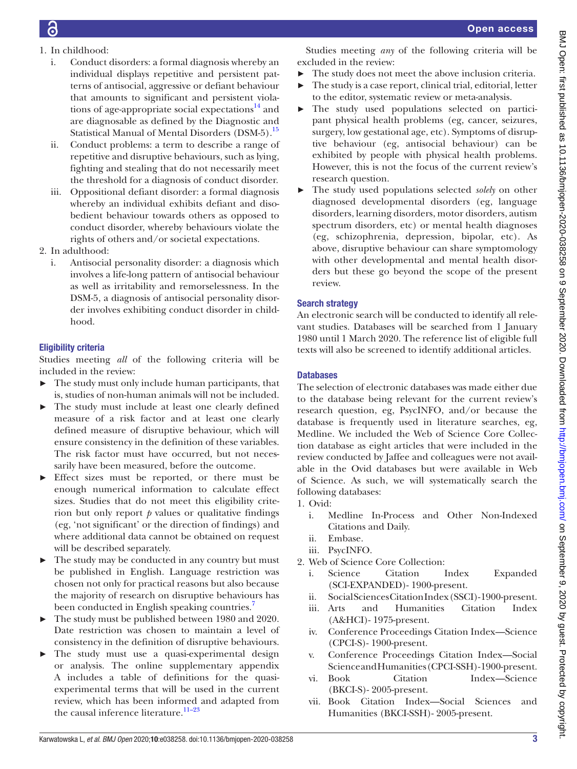1. In childhood:
   i. Conduct disorders: a formal diagnosis whereby an individual displays repetitive and persistent patterns of antisocial, aggressive or defiant behaviour that amounts to significant and persistent violations of age-appropriate social expectations[14] and are diagnosable as defined by the Diagnostic and Statistical Manual of Mental Disorders (DSM-5).[15]
   ii. Conduct problems: a term to describe a range of repetitive and disruptive behaviours, such as lying, fighting and stealing that do not necessarily meet the threshold for a diagnosis of conduct disorder.
   iii. Oppositional defiant disorder: a formal diagnosis whereby an individual exhibits defiant and disobedient behaviour towards others as opposed to conduct disorder, whereby behaviours violate the rights of others and/or societal expectations.
2. In adulthood:
   i. Antisocial personality disorder: a diagnosis which involves a life-long pattern of antisocial behaviour as well as irritability and remorselessness. In the DSM-5, a diagnosis of antisocial personality disorder involves exhibiting conduct disorder in childhood.

### Eligibility criteria

Studies meeting *all* of the following criteria will be included in the review:

- The study must only include human participants, that is, studies of non-human animals will not be included.
- The study must include at least one clearly defined measure of a risk factor and at least one clearly defined measure of disruptive behaviour, which will ensure consistency in the definition of these variables. The risk factor must have occurred, but not necessarily have been measured, before the outcome.
- Effect sizes must be reported, or there must be enough numerical information to calculate effect sizes. Studies that do not meet this eligibility criterion but only report *p* values or qualitative findings (eg, 'not significant' or the direction of findings) and where additional data cannot be obtained on request will be described separately.
- The study may be conducted in any country but must be published in English. Language restriction was chosen not only for practical reasons but also because the majority of research on disruptive behaviours has been conducted in English speaking countries.[7]
- The study must be published between 1980 and 2020. Date restriction was chosen to maintain a level of consistency in the definition of disruptive behaviours.
- The study must use a quasi-experimental design or analysis. The online supplementary appendix A includes a table of definitions for the quasi-experimental terms that will be used in the current review, which has been informed and adapted from the causal inference literature.[11–23]

Studies meeting *any* of the following criteria will be excluded in the review:

- The study does not meet the above inclusion criteria.
- The study is a case report, clinical trial, editorial, letter to the editor, systematic review or meta-analysis.
- The study used populations selected on participant physical health problems (eg, cancer, seizures, surgery, low gestational age, etc). Symptoms of disruptive behaviour (eg, antisocial behaviour) can be exhibited by people with physical health problems. However, this is not the focus of the current review's research question.
- The study used populations selected *solely* on other diagnosed developmental disorders (eg, language disorders, learning disorders, motor disorders, autism spectrum disorders, etc) or mental health diagnoses (eg, schizophrenia, depression, bipolar, etc). As above, disruptive behaviour can share symptomology with other developmental and mental health disorders but these go beyond the scope of the present review.

### Search strategy

An electronic search will be conducted to identify all relevant studies. Databases will be searched from 1 January 1980 until 1 March 2020. The reference list of eligible full texts will also be screened to identify additional articles.

### Databases

The selection of electronic databases was made either due to the database being relevant for the current review's research question, eg, PsycINFO, and/or because the database is frequently used in literature searches, eg, Medline. We included the Web of Science Core Collection database as eight articles that were included in the review conducted by Jaffee and colleagues were not available in the Ovid databases but were available in Web of Science. As such, we will systematically search the following databases:

1. Ovid:
   i. Medline In-Process and Other Non-Indexed Citations and Daily.
   ii. Embase.
   iii. PsycINFO.
2. Web of Science Core Collection:
   i. Science Citation Index Expanded (SCI-EXPANDED)- 1900-present.
   ii. Social Sciences Citation Index (SSCI)-1900-present.
   iii. Arts and Humanities Citation Index (A&HCI)- 1975-present.
   iv. Conference Proceedings Citation Index—Science (CPCI-S)- 1900-present.
   v. Conference Proceedings Citation Index—Social Science and Humanities (CPCI-SSH)-1900-present.
   vi. Book Citation Index—Science (BKCI-S)- 2005-present.
   vii. Book Citation Index—Social Sciences and Humanities (BKCI-SSH)- 2005-present.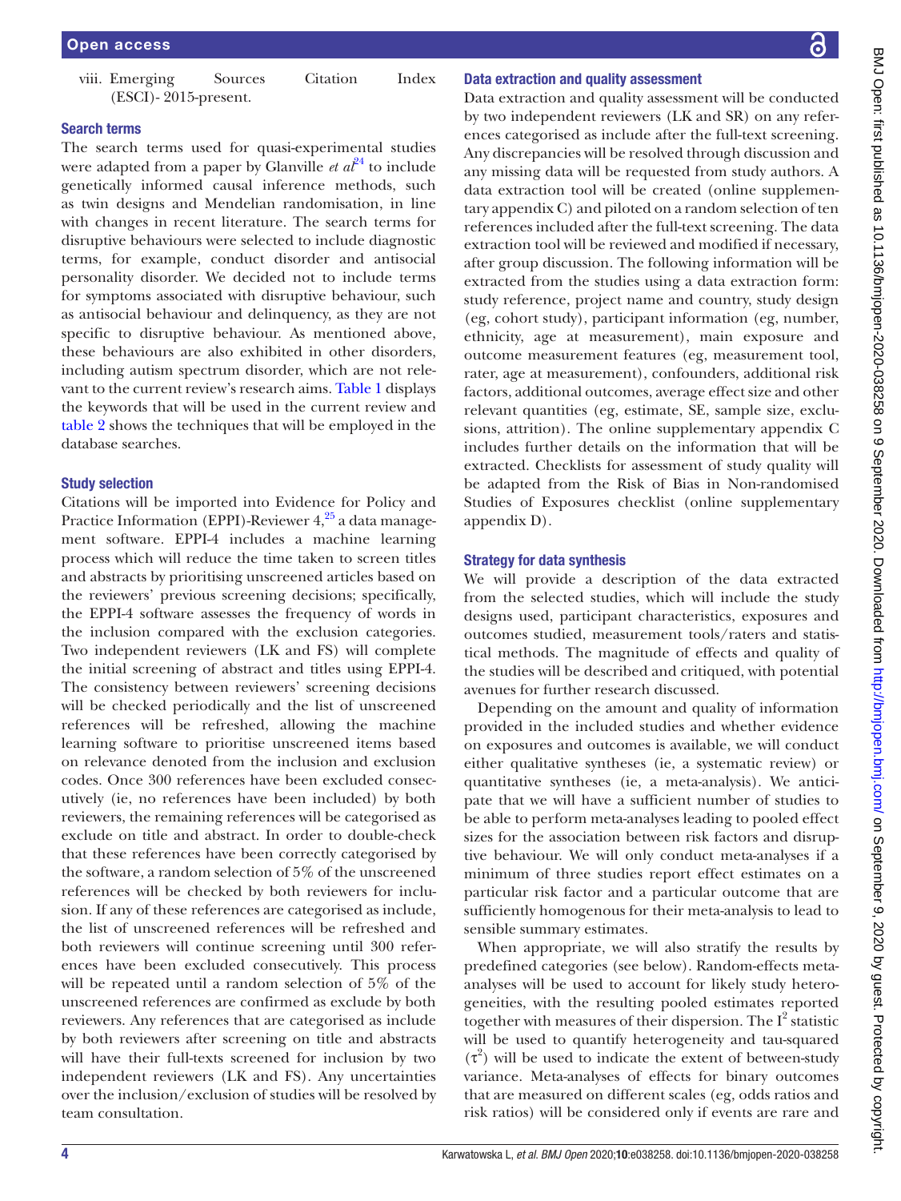viii. Emerging Sources Citation Index (ESCI)- 2015-present.

### Search terms

The search terms used for quasi-experimental studies were adapted from a paper by Glanville *et al*[24] to include genetically informed causal inference methods, such as twin designs and Mendelian randomisation, in line with changes in recent literature. The search terms for disruptive behaviours were selected to include diagnostic terms, for example, conduct disorder and antisocial personality disorder. We decided not to include terms for symptoms associated with disruptive behaviour, such as antisocial behaviour and delinquency, as they are not specific to disruptive behaviour. As mentioned above, these behaviours are also exhibited in other disorders, including autism spectrum disorder, which are not relevant to the current review's research aims. Table 1 displays the keywords that will be used in the current review and table 2 shows the techniques that will be employed in the database searches.

### Study selection

Citations will be imported into Evidence for Policy and Practice Information (EPPI)-Reviewer 4,[25] a data management software. EPPI-4 includes a machine learning process which will reduce the time taken to screen titles and abstracts by prioritising unscreened articles based on the reviewers' previous screening decisions; specifically, the EPPI-4 software assesses the frequency of words in the inclusion compared with the exclusion categories. Two independent reviewers (LK and FS) will complete the initial screening of abstract and titles using EPPI-4. The consistency between reviewers' screening decisions will be checked periodically and the list of unscreened references will be refreshed, allowing the machine learning software to prioritise unscreened items based on relevance denoted from the inclusion and exclusion codes. Once 300 references have been excluded consecutively (ie, no references have been included) by both reviewers, the remaining references will be categorised as exclude on title and abstract. In order to double-check that these references have been correctly categorised by the software, a random selection of 5% of the unscreened references will be checked by both reviewers for inclusion. If any of these references are categorised as include, the list of unscreened references will be refreshed and both reviewers will continue screening until 300 references have been excluded consecutively. This process will be repeated until a random selection of 5% of the unscreened references are confirmed as exclude by both reviewers. Any references that are categorised as include by both reviewers after screening on title and abstracts will have their full-texts screened for inclusion by two independent reviewers (LK and FS). Any uncertainties over the inclusion/exclusion of studies will be resolved by team consultation.

### Data extraction and quality assessment

Data extraction and quality assessment will be conducted by two independent reviewers (LK and SR) on any references categorised as include after the full-text screening. Any discrepancies will be resolved through discussion and any missing data will be requested from study authors. A data extraction tool will be created (online supplementary appendix C) and piloted on a random selection of ten references included after the full-text screening. The data extraction tool will be reviewed and modified if necessary, after group discussion. The following information will be extracted from the studies using a data extraction form: study reference, project name and country, study design (eg, cohort study), participant information (eg, number, ethnicity, age at measurement), main exposure and outcome measurement features (eg, measurement tool, rater, age at measurement), confounders, additional risk factors, additional outcomes, average effect size and other relevant quantities (eg, estimate, SE, sample size, exclusions, attrition). The online supplementary appendix C includes further details on the information that will be extracted. Checklists for assessment of study quality will be adapted from the Risk of Bias in Non-randomised Studies of Exposures checklist (online supplementary appendix D).

### Strategy for data synthesis

We will provide a description of the data extracted from the selected studies, which will include the study designs used, participant characteristics, exposures and outcomes studied, measurement tools/raters and statistical methods. The magnitude of effects and quality of the studies will be described and critiqued, with potential avenues for further research discussed.

Depending on the amount and quality of information provided in the included studies and whether evidence on exposures and outcomes is available, we will conduct either qualitative syntheses (ie, a systematic review) or quantitative syntheses (ie, a meta-analysis). We anticipate that we will have a sufficient number of studies to be able to perform meta-analyses leading to pooled effect sizes for the association between risk factors and disruptive behaviour. We will only conduct meta-analyses if a minimum of three studies report effect estimates on a particular risk factor and a particular outcome that are sufficiently homogenous for their meta-analysis to lead to sensible summary estimates.

When appropriate, we will also stratify the results by predefined categories (see below). Random-effects meta-analyses will be used to account for likely study heterogeneities, with the resulting pooled estimates reported together with measures of their dispersion. The $I^2$ statistic will be used to quantify heterogeneity and tau-squared ($\tau^2$) will be used to indicate the extent of between-study variance. Meta-analyses of effects for binary outcomes that are measured on different scales (eg, odds ratios and risk ratios) will be considered only if events are rare and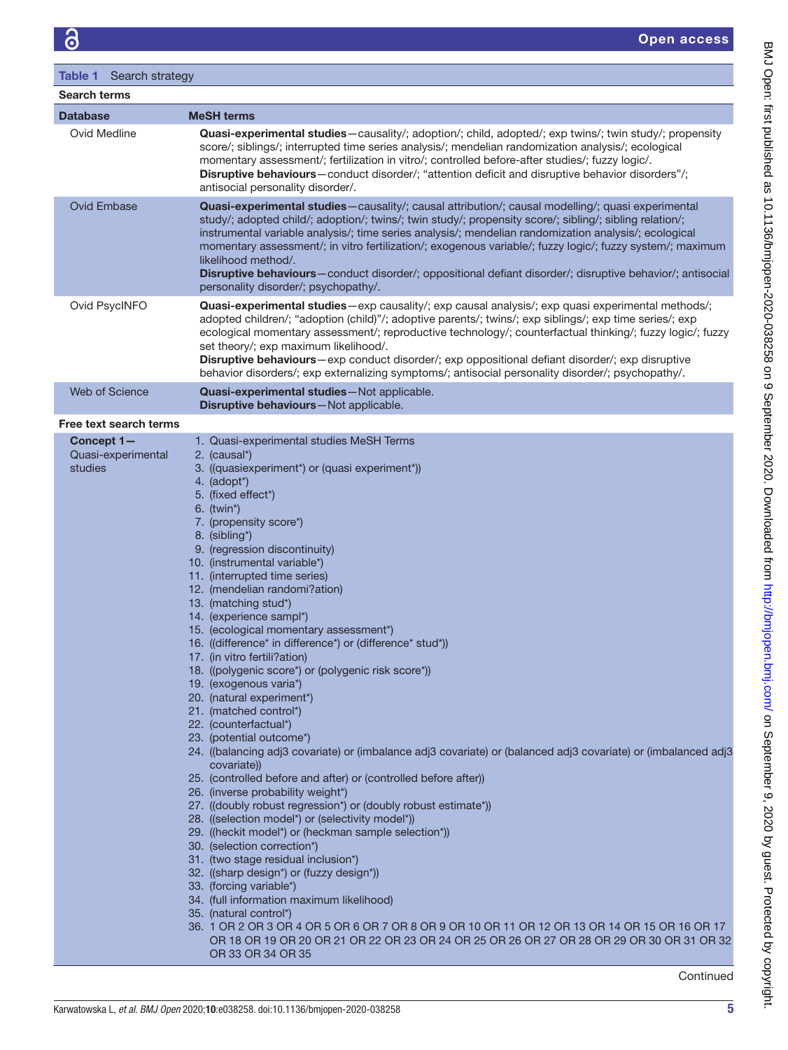**Table 1** Search strategy

| Search terms | |
|---|---|
| **Database** | **MeSH terms** |
| Ovid Medline | **Quasi-experimental studies**—causality/; adoption/; child, adopted/; exp twins/; twin study/; propensity score/; siblings/; interrupted time series analysis/; mendelian randomization analysis/; ecological momentary assessment/; fertilization in vitro/; controlled before-after studies/; fuzzy logic/. **Disruptive behaviours**—conduct disorder/; "attention deficit and disruptive behavior disorders"/; antisocial personality disorder/. |
| Ovid Embase | **Quasi-experimental studies**—causality/; causal attribution/; causal modelling/; quasi experimental study/; adopted child/; adoption/; twins/; twin study/; propensity score/; sibling/; sibling relation/; instrumental variable analysis/; time series analysis/; mendelian randomization analysis/; ecological momentary assessment/; in vitro fertilization/; exogenous variable/; fuzzy logic/; fuzzy system/; maximum likelihood method/. **Disruptive behaviours**—conduct disorder/; oppositional defiant disorder/; disruptive behavior; antisocial personality disorder/; psychopathy/. |
| Ovid PsycINFO | **Quasi-experimental studies**—exp causality/; exp causal analysis/; exp quasi experimental methods/; adopted children/; "adoption (child)"/; adoptive parents/; twins/; exp siblings/; exp time series/; exp ecological momentary assessment/; reproductive technology/; counterfactual thinking/; fuzzy logic/; fuzzy set theory/; exp maximum likelihood/. **Disruptive behaviours**—exp conduct disorder/; exp oppositional defiant disorder/; exp disruptive behavior disorders/; exp externalizing symptoms/; antisocial personality disorder/; psychopathy/. |
| Web of Science | **Quasi-experimental studies**—Not applicable. **Disruptive behaviours**—Not applicable. |
| **Free text search terms** | |
| **Concept 1—** Quasi-experimental studies | 1. Quasi-experimental studies MeSH Terms<br>2. (causal*)<br>3. ((quasiexperiment*) or (quasi experiment*))<br>4. (adopt*)<br>5. (fixed effect*)<br>6. (twin*)<br>7. (propensity score*)<br>8. (sibling*)<br>9. (regression discontinuity)<br>10. (instrumental variable*)<br>11. (interrupted time series)<br>12. (mendelian randomi?ation)<br>13. (matching stud*)<br>14. (experience sampl*)<br>15. (ecological momentary assessment*)<br>16. ((difference* in difference*) or (difference* stud*))<br>17. (in vitro fertili?ation)<br>18. ((polygenic score*) or (polygenic risk score*))<br>19. (exogenous varia*)<br>20. (natural experiment*)<br>21. (matched control*)<br>22. (counterfactual*)<br>23. (potential outcome*)<br>24. ((balancing adj3 covariate) or (imbalance adj3 covariate) or (balanced adj3 covariate) or (imbalanced adj3 covariate))<br>25. (controlled before and after) or (controlled before after))<br>26. (inverse probability weight*)<br>27. ((doubly robust regression*) or (doubly robust estimate*))<br>28. ((selection model*) or (selectivity model*))<br>29. ((heckit model*) or (heckman sample selection*))<br>30. (selection correction*)<br>31. (two stage residual inclusion*)<br>32. ((sharp design*) or (fuzzy design*))<br>33. (forcing variable*)<br>34. (full information maximum likelihood)<br>35. (natural control*)<br>36. 1 OR 2 OR 3 OR 4 OR 5 OR 6 OR 7 OR 8 OR 9 OR 10 OR 11 OR 12 OR 13 OR 14 OR 15 OR 16 OR 17 OR 18 OR 19 OR 20 OR 21 OR 22 OR 23 OR 24 OR 25 OR 26 OR 27 OR 28 OR 29 OR 30 OR 31 OR 32 OR 33 OR 34 OR 35 |

Continued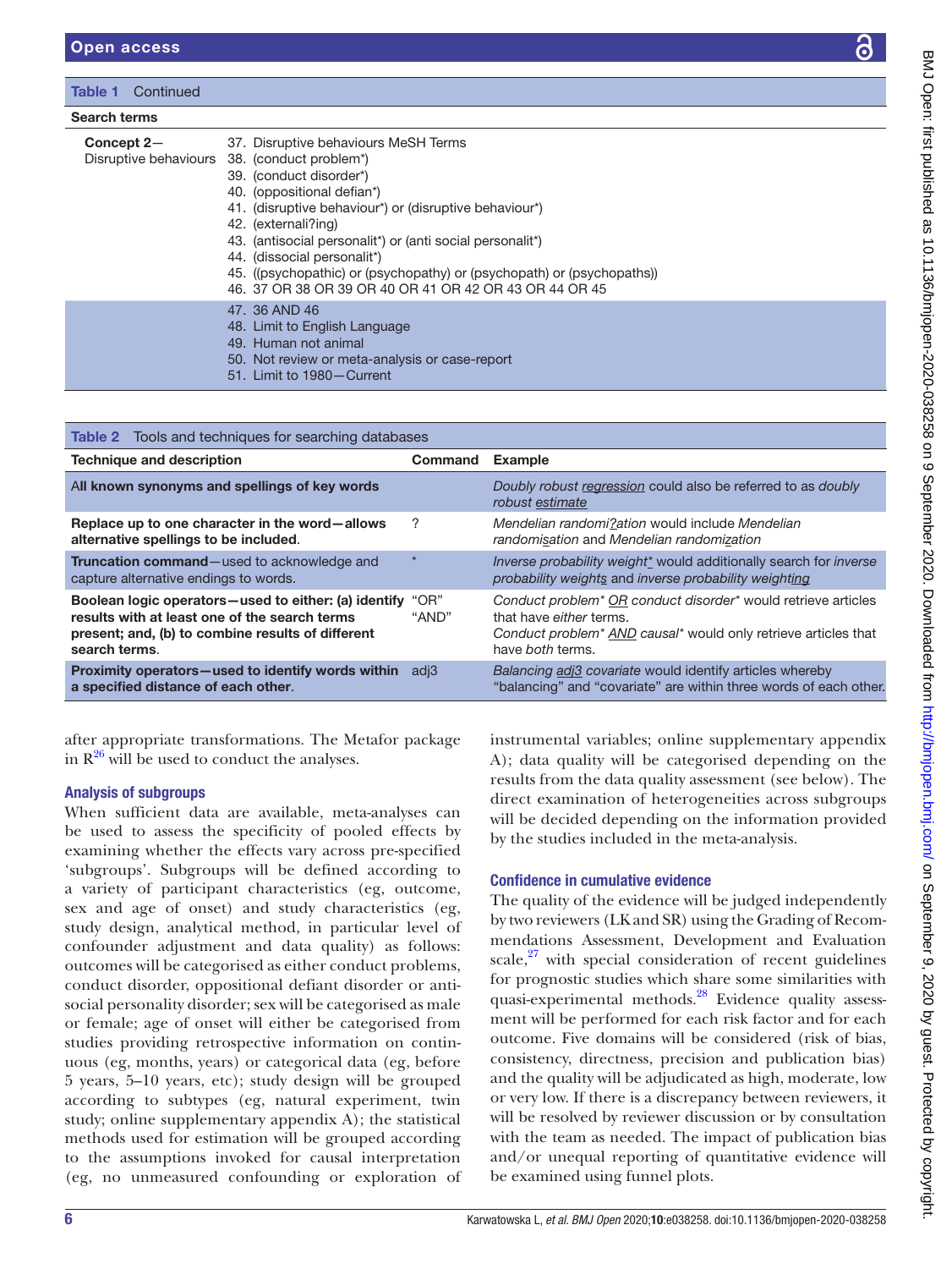Table 1 Continued

| Search terms | |
|---|---|
| **Concept 2—** Disruptive behaviours | 37. Disruptive behaviours MeSH Terms<br>38. (conduct problem*)<br>39. (conduct disorder*)<br>40. (oppositional defian*)<br>41. (disruptive behaviour*) or (disruptive behaviour*)<br>42. (externali?ing)<br>43. (antisocial personalit*) or (anti social personalit*)<br>44. (dissocial personalit*)<br>45. ((psychopathic) or (psychopathy) or (psychopath) or (psychopaths))<br>46. 37 OR 38 OR 39 OR 40 OR 41 OR 42 OR 43 OR 44 OR 45 |
| | 47. 36 AND 46<br>48. Limit to English Language<br>49. Human not animal<br>50. Not review or meta-analysis or case-report<br>51. Limit to 1980—Current |

Table 2 Tools and techniques for searching databases

| Technique and description | Command | Example |
|---|---|---|
| **All known synonyms and spellings of key words** | | *Doubly robust regression could also be referred to as doubly robust estimate* |
| **Replace up to one character in the word—allows alternative spellings to be included.** | ? | *Mendelian randomi?ation would include Mendelian randomisation and Mendelian randomization* |
| **Truncation command**—used to acknowledge and capture alternative endings to words. | * | *Inverse probability weight* would additionally search for inverse probability weights and inverse probability weighting* |
| **Boolean logic operators—used to either: (a) identify results with at least one of the search terms present; and, (b) to combine results of different search terms.** | "OR"<br>"AND" | *Conduct problem* OR conduct disorder** would retrieve articles that have *either* terms.<br>*Conduct problem* AND causal** would only retrieve articles that have *both* terms. |
| **Proximity operators—used to identify words within a specified distance of each other.** | adj3 | *Balancing adj3 covariate* would identify articles whereby "balancing" and "covariate" are within three words of each other. |

after appropriate transformations. The Metafor package in R[26] will be used to conduct the analyses.

### Analysis of subgroups

When sufficient data are available, meta-analyses can be used to assess the specificity of pooled effects by examining whether the effects vary across pre-specified 'subgroups'. Subgroups will be defined according to a variety of participant characteristics (eg, outcome, sex and age of onset) and study characteristics (eg, study design, analytical method, in particular level of confounder adjustment and data quality) as follows: outcomes will be categorised as either conduct problems, conduct disorder, oppositional defiant disorder or antisocial personality disorder; sex will be categorised as male or female; age of onset will either be categorised from studies providing retrospective information on continuous (eg, months, years) or categorical data (eg, before 5 years, 5–10 years, etc); study design will be grouped according to subtypes (eg, natural experiment, twin study; online supplementary appendix A); the statistical methods used for estimation will be grouped according to the assumptions invoked for causal interpretation (eg, no unmeasured confounding or exploration of instrumental variables; online supplementary appendix A); data quality will be categorised depending on the results from the data quality assessment (see below). The direct examination of heterogeneities across subgroups will be decided depending on the information provided by the studies included in the meta-analysis.

### Confidence in cumulative evidence

The quality of the evidence will be judged independently by two reviewers (LK and SR) using the Grading of Recommendations Assessment, Development and Evaluation scale,[27] with special consideration of recent guidelines for prognostic studies which share some similarities with quasi-experimental methods.[28] Evidence quality assessment will be performed for each risk factor and for each outcome. Five domains will be considered (risk of bias, consistency, directness, precision and publication bias) and the quality will be adjudicated as high, moderate, low or very low. If there is a discrepancy between reviewers, it will be resolved by reviewer discussion or by consultation with the team as needed. The impact of publication bias and/or unequal reporting of quantitative evidence will be examined using funnel plots.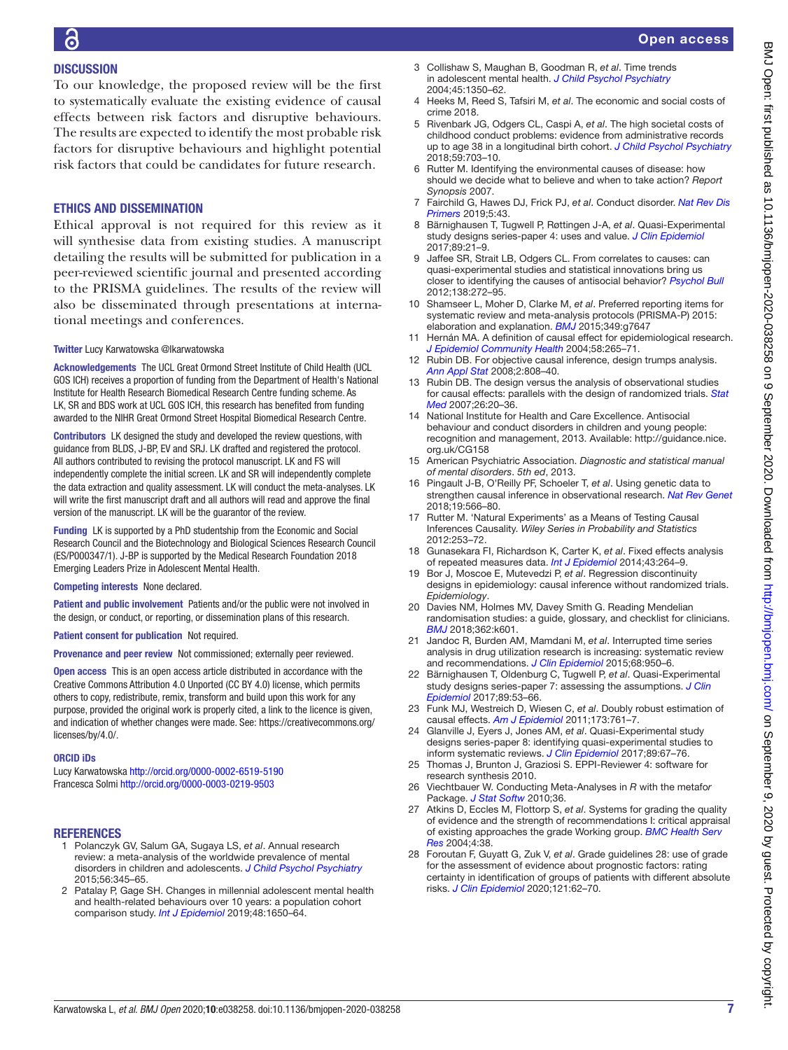## DISCUSSION

To our knowledge, the proposed review will be the first to systematically evaluate the existing evidence of causal effects between risk factors and disruptive behaviours. The results are expected to identify the most probable risk factors for disruptive behaviours and highlight potential risk factors that could be candidates for future research.

## ETHICS AND DISSEMINATION

Ethical approval is not required for this review as it will synthesise data from existing studies. A manuscript detailing the results will be submitted for publication in a peer-reviewed scientific journal and presented according to the PRISMA guidelines. The results of the review will also be disseminated through presentations at international meetings and conferences.

**Twitter** Lucy Karwatowska @lkarwatowska

**Acknowledgements** The UCL Great Ormond Street Institute of Child Health (UCL GOS ICH) receives a proportion of funding from the Department of Health's National Institute for Health Research Biomedical Research Centre funding scheme. As LK, SR and BDS work at UCL GOS ICH, this research has benefited from funding awarded to the NIHR Great Ormond Street Hospital Biomedical Research Centre.

**Contributors** LK designed the study and developed the review questions, with guidance from BLDS, J-BP, EV and SRJ. LK drafted and registered the protocol. All authors contributed to revising the protocol manuscript. LK and FS will independently complete the initial screen. LK and SR will independently complete the data extraction and quality assessment. LK will conduct the meta-analyses. LK will write the first manuscript draft and all authors will read and approve the final version of the manuscript. LK will be the guarantor of the review.

**Funding** LK is supported by a PhD studentship from the Economic and Social Research Council and the Biotechnology and Biological Sciences Research Council (ES/P000347/1). J-BP is supported by the Medical Research Foundation 2018 Emerging Leaders Prize in Adolescent Mental Health.

**Competing interests** None declared.

**Patient and public involvement** Patients and/or the public were not involved in the design, or conduct, or reporting, or dissemination plans of this research.

**Patient consent for publication** Not required.

**Provenance and peer review** Not commissioned; externally peer reviewed.

**Open access** This is an open access article distributed in accordance with the Creative Commons Attribution 4.0 Unported (CC BY 4.0) license, which permits others to copy, redistribute, remix, transform and build upon this work for any purpose, provided the original work is properly cited, a link to the licence is given, and indication of whether changes were made. See: https://creativecommons.org/licenses/by/4.0/.

### ORCID iDs

Lucy Karwatowska http://orcid.org/0000-0002-6519-5190
Francesca Solmi http://orcid.org/0000-0003-0219-9503

## REFERENCES

1. Polanczyk GV, Salum GA, Sugaya LS, *et al*. Annual research review: a meta-analysis of the worldwide prevalence of mental disorders in children and adolescents. *J Child Psychol Psychiatry* 2015;56:345–65.
2. Patalay P, Gage SH. Changes in millennial adolescent mental health and health-related behaviours over 10 years: a population cohort comparison study. *Int J Epidemiol* 2019;48:1650–64.
3. Collishaw S, Maughan B, Goodman R, *et al*. Time trends in adolescent mental health. *J Child Psychol Psychiatry* 2004;45:1350–62.
4. Heeks M, Reed S, Tafsiri M, *et al*. The economic and social costs of crime 2018.
5. Rivenbark JG, Odgers CL, Caspi A, *et al*. The high societal costs of childhood conduct problems: evidence from administrative records up to age 38 in a longitudinal birth cohort. *J Child Psychol Psychiatry* 2018;59:703–10.
6. Rutter M. Identifying the environmental causes of disease: how should we decide what to believe and when to take action? *Report Synopsis* 2007.
7. Fairchild G, Hawes DJ, Frick PJ, *et al*. Conduct disorder. *Nat Rev Dis Primers* 2019;5:43.
8. Bärnighausen T, Tugwell P, Røttingen J-A, *et al*. Quasi-Experimental study designs series-paper 4: uses and value. *J Clin Epidemiol* 2017;89:21–9.
9. Jaffee SR, Strait LB, Odgers CL. From correlates to causes: can quasi-experimental studies and statistical innovations bring us closer to identifying the causes of antisocial behavior? *Psychol Bull* 2012;138:272–95.
10. Shamseer L, Moher D, Clarke M, *et al*. Preferred reporting items for systematic review and meta-analysis protocols (PRISMA-P) 2015: elaboration and explanation. *BMJ* 2015;349:g7647
11. Hernán MA. A definition of causal effect for epidemiological research. *J Epidemiol Community Health* 2004;58:265–71.
12. Rubin DB. For objective causal inference, design trumps analysis. *Ann Appl Stat* 2008;2:808–40.
13. Rubin DB. The design versus the analysis of observational studies for causal effects: parallels with the design of randomized trials. *Stat Med* 2007;26:20–36.
14. National Institute for Health and Care Excellence. Antisocial behaviour and conduct disorders in children and young people: recognition and management, 2013. Available: http://guidance.nice.org.uk/CG158
15. American Psychiatric Association. *Diagnostic and statistical manual of mental disorders. 5th ed*, 2013.
16. Pingault J-B, O'Reilly PF, Schoeler T, *et al*. Using genetic data to strengthen causal inference in observational research. *Nat Rev Genet* 2018;19:566–80.
17. Rutter M. 'Natural Experiments' as a Means of Testing Causal Inferences Causality. *Wiley Series in Probability and Statistics* 2012:253–72.
18. Gunasekara FI, Richardson K, Carter K, *et al*. Fixed effects analysis of repeated measures data. *Int J Epidemiol* 2014;43:264–9.
19. Bor J, Moscoe E, Mutevedzi P, *et al*. Regression discontinuity designs in epidemiology: causal inference without randomized trials. *Epidemiology*.
20. Davies NM, Holmes MV, Davey Smith G. Reading Mendelian randomisation studies: a guide, glossary, and checklist for clinicians. *BMJ* 2018;362:k601.
21. Jandoc R, Burden AM, Mamdani M, *et al*. Interrupted time series analysis in drug utilization research is increasing: systematic review and recommendations. *J Clin Epidemiol* 2015;68:950–6.
22. Bärnighausen T, Oldenburg C, Tugwell P, *et al*. Quasi-Experimental study designs series-paper 7: assessing the assumptions. *J Clin Epidemiol* 2017;89:53–66.
23. Funk MJ, Westreich D, Wiesen C, *et al*. Doubly robust estimation of causal effects. *Am J Epidemiol* 2011;173:761–7.
24. Glanville J, Eyers J, Jones AM, *et al*. Quasi-Experimental study designs series-paper 8: identifying quasi-experimental studies to inform systematic reviews. *J Clin Epidemiol* 2017;89:67–76.
25. Thomas J, Brunton J, Graziosi S. EPPI-Reviewer 4: software for research synthesis 2010.
26. Viechtbauer W. Conducting Meta-Analyses in *R* with the metafor Package. *J Stat Softw* 2010;36.
27. Atkins D, Eccles M, Flottorp S, *et al*. Systems for grading the quality of evidence and the strength of recommendations I: critical appraisal of existing approaches the grade Working group. *BMC Health Serv Res* 2004;4:38.
28. Foroutan F, Guyatt G, Zuk V, *et al*. Grade guidelines 28: use of grade for the assessment of evidence about prognostic factors: rating certainty in identification of groups of patients with different absolute risks. *J Clin Epidemiol* 2020;121:62–70.